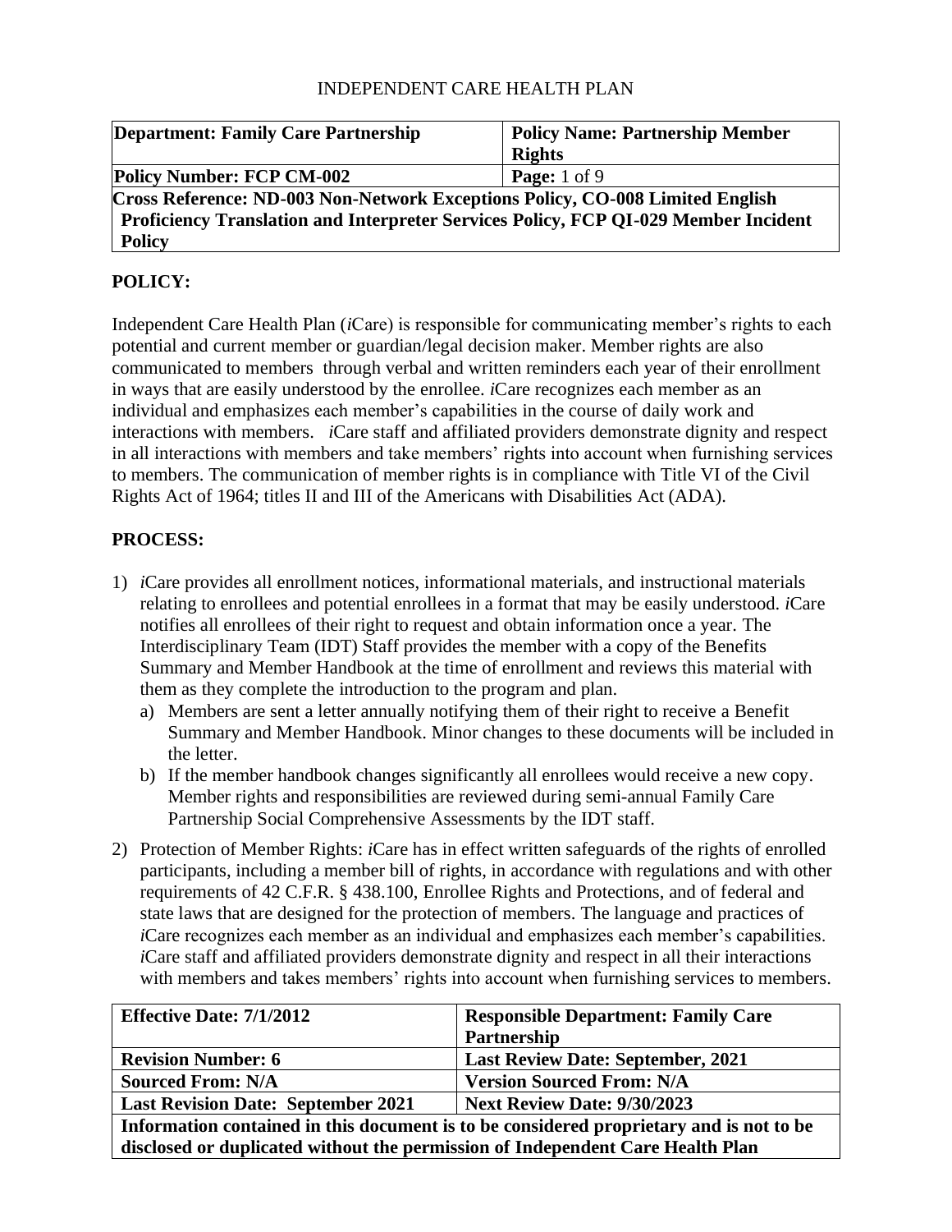INDEPENDENT CARE HEALTH PLAN

| **Department: Family Care Partnership** | **Policy Name: Partnership Member Rights** |
|---|---|
| **Policy Number: FCP CM-002** | **Page:** 1 of 9 |
| **Cross Reference: ND-003 Non-Network Exceptions Policy, CO-008 Limited English Proficiency Translation and Interpreter Services Policy, FCP QI-029 Member Incident Policy** | |

## POLICY:

Independent Care Health Plan (*i*Care) is responsible for communicating member's rights to each potential and current member or guardian/legal decision maker. Member rights are also communicated to members through verbal and written reminders each year of their enrollment in ways that are easily understood by the enrollee. *i*Care recognizes each member as an individual and emphasizes each member's capabilities in the course of daily work and interactions with members. *i*Care staff and affiliated providers demonstrate dignity and respect in all interactions with members and take members' rights into account when furnishing services to members. The communication of member rights is in compliance with Title VI of the Civil Rights Act of 1964; titles II and III of the Americans with Disabilities Act (ADA).

## PROCESS:

1) *i*Care provides all enrollment notices, informational materials, and instructional materials relating to enrollees and potential enrollees in a format that may be easily understood. *i*Care notifies all enrollees of their right to request and obtain information once a year. The Interdisciplinary Team (IDT) Staff provides the member with a copy of the Benefits Summary and Member Handbook at the time of enrollment and reviews this material with them as they complete the introduction to the program and plan.
   a) Members are sent a letter annually notifying them of their right to receive a Benefit Summary and Member Handbook. Minor changes to these documents will be included in the letter.
   b) If the member handbook changes significantly all enrollees would receive a new copy. Member rights and responsibilities are reviewed during semi-annual Family Care Partnership Social Comprehensive Assessments by the IDT staff.
2) Protection of Member Rights: *i*Care has in effect written safeguards of the rights of enrolled participants, including a member bill of rights, in accordance with regulations and with other requirements of 42 C.F.R. § 438.100, Enrollee Rights and Protections, and of federal and state laws that are designed for the protection of members. The language and practices of *i*Care recognizes each member as an individual and emphasizes each member's capabilities. *i*Care staff and affiliated providers demonstrate dignity and respect in all their interactions with members and takes members' rights into account when furnishing services to members.

| **Effective Date: 7/1/2012** | **Responsible Department: Family Care Partnership** |
|---|---|
| **Revision Number: 6** | **Last Review Date: September, 2021** |
| **Sourced From: N/A** | **Version Sourced From: N/A** |
| **Last Revision Date: September 2021** | **Next Review Date: 9/30/2023** |
| **Information contained in this document is to be considered proprietary and is not to be disclosed or duplicated without the permission of Independent Care Health Plan** | |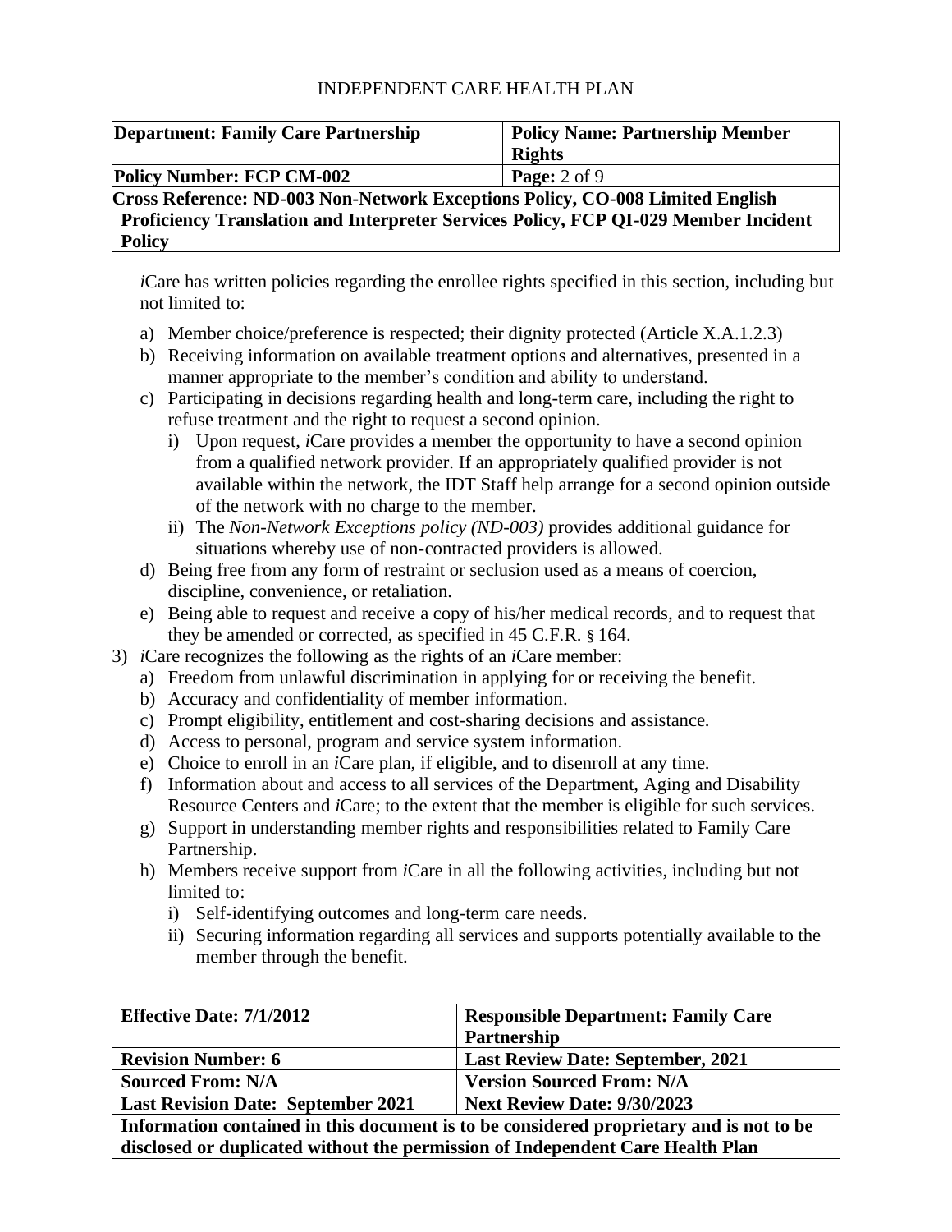*i*Care has written policies regarding the enrollee rights specified in this section, including but not limited to:

a) Member choice/preference is respected; their dignity protected (Article X.A.1.2.3)
b) Receiving information on available treatment options and alternatives, presented in a manner appropriate to the member's condition and ability to understand.
c) Participating in decisions regarding health and long-term care, including the right to refuse treatment and the right to request a second opinion.
    i) Upon request, *i*Care provides a member the opportunity to have a second opinion from a qualified network provider. If an appropriately qualified provider is not available within the network, the IDT Staff help arrange for a second opinion outside of the network with no charge to the member.
    ii) The *Non-Network Exceptions policy (ND-003)* provides additional guidance for situations whereby use of non-contracted providers is allowed.
d) Being free from any form of restraint or seclusion used as a means of coercion, discipline, convenience, or retaliation.
e) Being able to request and receive a copy of his/her medical records, and to request that they be amended or corrected, as specified in 45 C.F.R. § 164.

3) *i*Care recognizes the following as the rights of an *i*Care member:
    a) Freedom from unlawful discrimination in applying for or receiving the benefit.
    b) Accuracy and confidentiality of member information.
    c) Prompt eligibility, entitlement and cost-sharing decisions and assistance.
    d) Access to personal, program and service system information.
    e) Choice to enroll in an *i*Care plan, if eligible, and to disenroll at any time.
    f) Information about and access to all services of the Department, Aging and Disability Resource Centers and *i*Care; to the extent that the member is eligible for such services.
    g) Support in understanding member rights and responsibilities related to Family Care Partnership.
    h) Members receive support from *i*Care in all the following activities, including but not limited to:
        i) Self-identifying outcomes and long-term care needs.
        ii) Securing information regarding all services and supports potentially available to the member through the benefit.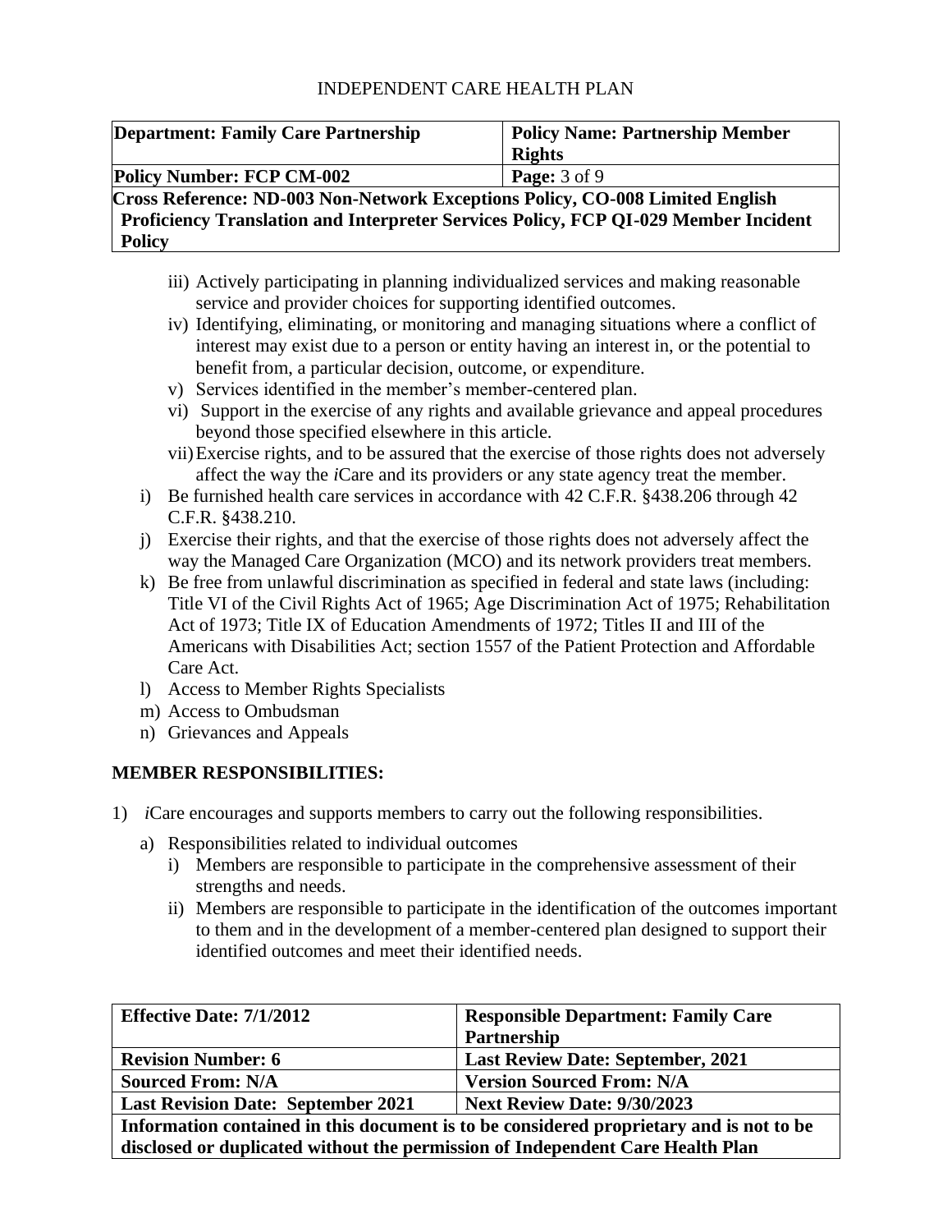iii) Actively participating in planning individualized services and making reasonable service and provider choices for supporting identified outcomes.

iv) Identifying, eliminating, or monitoring and managing situations where a conflict of interest may exist due to a person or entity having an interest in, or the potential to benefit from, a particular decision, outcome, or expenditure.

v) Services identified in the member's member-centered plan.

vi) Support in the exercise of any rights and available grievance and appeal procedures beyond those specified elsewhere in this article.

vii) Exercise rights, and to be assured that the exercise of those rights does not adversely affect the way the *i*Care and its providers or any state agency treat the member.

i) Be furnished health care services in accordance with 42 C.F.R. §438.206 through 42 C.F.R. §438.210.

j) Exercise their rights, and that the exercise of those rights does not adversely affect the way the Managed Care Organization (MCO) and its network providers treat members.

k) Be free from unlawful discrimination as specified in federal and state laws (including: Title VI of the Civil Rights Act of 1965; Age Discrimination Act of 1975; Rehabilitation Act of 1973; Title IX of Education Amendments of 1972; Titles II and III of the Americans with Disabilities Act; section 1557 of the Patient Protection and Affordable Care Act.

l) Access to Member Rights Specialists

m) Access to Ombudsman

n) Grievances and Appeals

**MEMBER RESPONSIBILITIES:**

1) *i*Care encourages and supports members to carry out the following responsibilities.

   a) Responsibilities related to individual outcomes

      i) Members are responsible to participate in the comprehensive assessment of their strengths and needs.

      ii) Members are responsible to participate in the identification of the outcomes important to them and in the development of a member-centered plan designed to support their identified outcomes and meet their identified needs.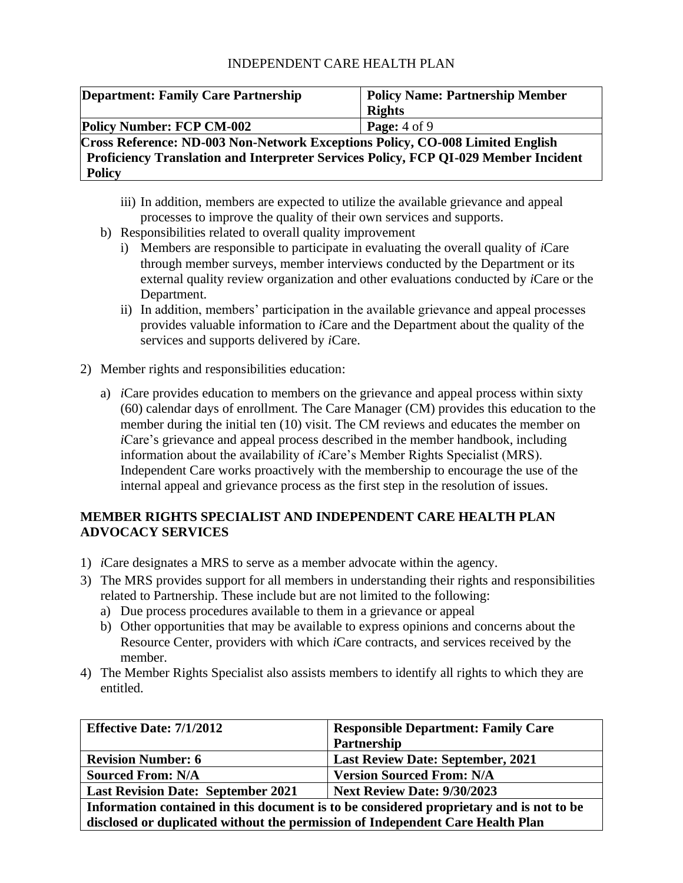iii) In addition, members are expected to utilize the available grievance and appeal processes to improve the quality of their own services and supports.

b) Responsibilities related to overall quality improvement

i) Members are responsible to participate in evaluating the overall quality of *i*Care through member surveys, member interviews conducted by the Department or its external quality review organization and other evaluations conducted by *i*Care or the Department.

ii) In addition, members' participation in the available grievance and appeal processes provides valuable information to *i*Care and the Department about the quality of the services and supports delivered by *i*Care.

2) Member rights and responsibilities education:

a) *i*Care provides education to members on the grievance and appeal process within sixty (60) calendar days of enrollment. The Care Manager (CM) provides this education to the member during the initial ten (10) visit. The CM reviews and educates the member on *i*Care's grievance and appeal process described in the member handbook, including information about the availability of *i*Care's Member Rights Specialist (MRS). Independent Care works proactively with the membership to encourage the use of the internal appeal and grievance process as the first step in the resolution of issues.

## MEMBER RIGHTS SPECIALIST AND INDEPENDENT CARE HEALTH PLAN ADVOCACY SERVICES

1) *i*Care designates a MRS to serve as a member advocate within the agency.

3) The MRS provides support for all members in understanding their rights and responsibilities related to Partnership. These include but are not limited to the following:

a) Due process procedures available to them in a grievance or appeal

b) Other opportunities that may be available to express opinions and concerns about the Resource Center, providers with which *i*Care contracts, and services received by the member.

4) The Member Rights Specialist also assists members to identify all rights to which they are entitled.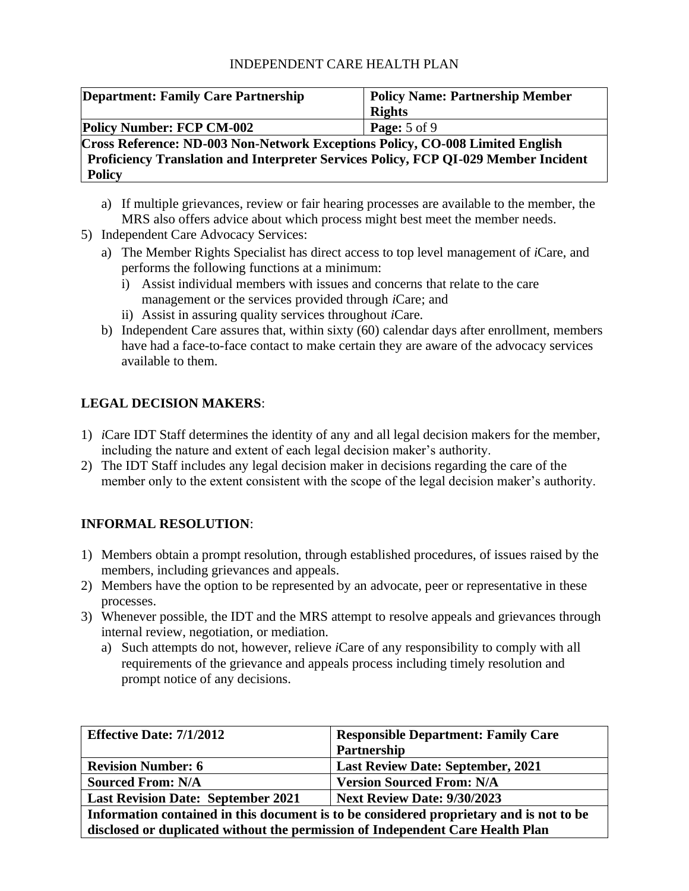a) If multiple grievances, review or fair hearing processes are available to the member, the MRS also offers advice about which process might best meet the member needs.

5) Independent Care Advocacy Services:
   a) The Member Rights Specialist has direct access to top level management of *i*Care, and performs the following functions at a minimum:
      i) Assist individual members with issues and concerns that relate to the care management or the services provided through *i*Care; and
      ii) Assist in assuring quality services throughout *i*Care.
   b) Independent Care assures that, within sixty (60) calendar days after enrollment, members have had a face-to-face contact to make certain they are aware of the advocacy services available to them.

**LEGAL DECISION MAKERS**:

1) *i*Care IDT Staff determines the identity of any and all legal decision makers for the member, including the nature and extent of each legal decision maker's authority.
2) The IDT Staff includes any legal decision maker in decisions regarding the care of the member only to the extent consistent with the scope of the legal decision maker's authority.

**INFORMAL RESOLUTION**:

1) Members obtain a prompt resolution, through established procedures, of issues raised by the members, including grievances and appeals.
2) Members have the option to be represented by an advocate, peer or representative in these processes.
3) Whenever possible, the IDT and the MRS attempt to resolve appeals and grievances through internal review, negotiation, or mediation.
   a) Such attempts do not, however, relieve *i*Care of any responsibility to comply with all requirements of the grievance and appeals process including timely resolution and prompt notice of any decisions.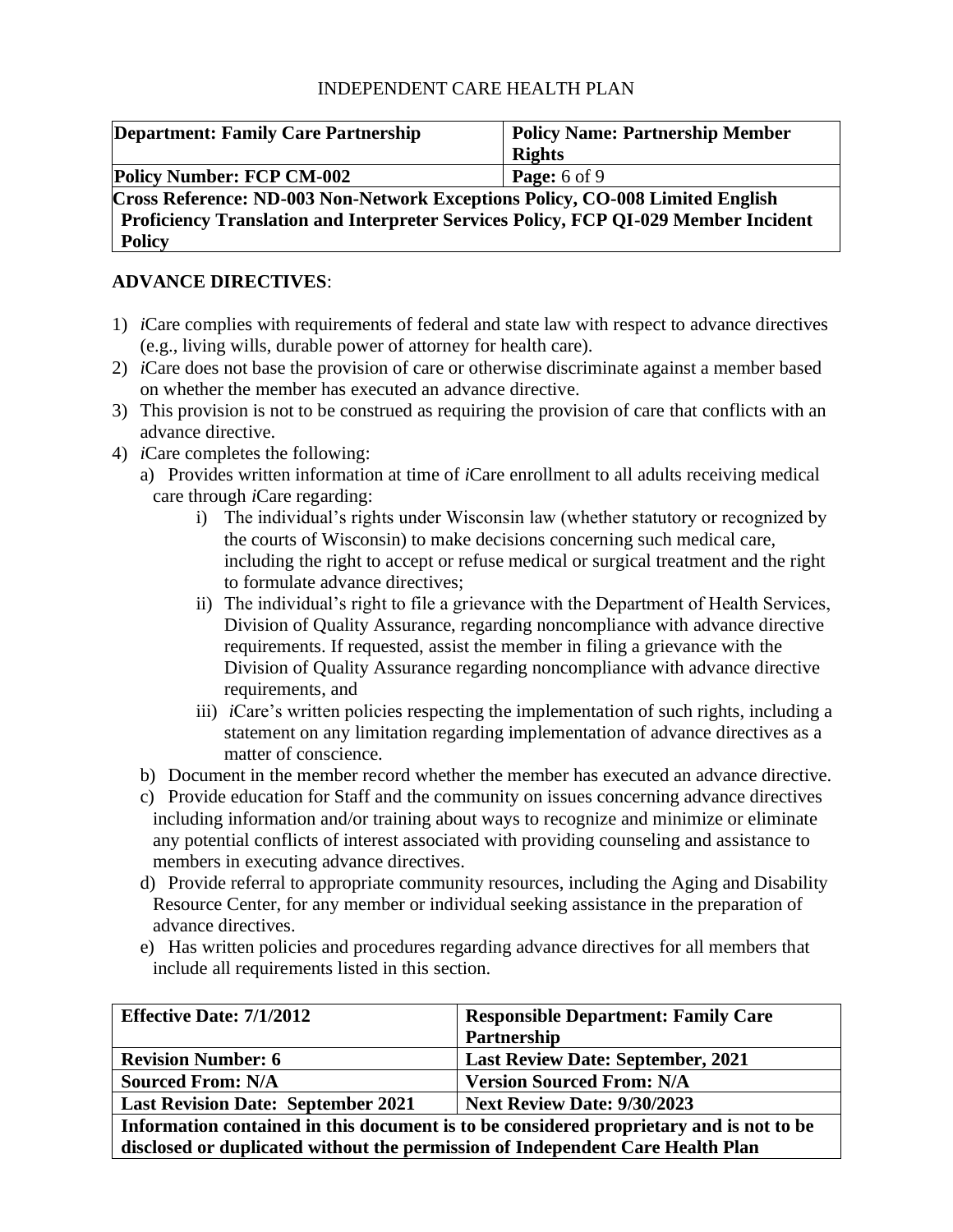| **Department: Family Care Partnership** | **Policy Name: Partnership Member Rights** |
|---|---|
| **Policy Number: FCP CM-002** | **Page:** 6 of 9 |
| **Cross Reference: ND-003 Non-Network Exceptions Policy, CO-008 Limited English Proficiency Translation and Interpreter Services Policy, FCP QI-029 Member Incident Policy** | |

## ADVANCE DIRECTIVES:

1) *i*Care complies with requirements of federal and state law with respect to advance directives (e.g., living wills, durable power of attorney for health care).
2) *i*Care does not base the provision of care or otherwise discriminate against a member based on whether the member has executed an advance directive.
3) This provision is not to be construed as requiring the provision of care that conflicts with an advance directive.
4) *i*Care completes the following:
   a) Provides written information at time of *i*Care enrollment to all adults receiving medical care through *i*Care regarding:
      i) The individual's rights under Wisconsin law (whether statutory or recognized by the courts of Wisconsin) to make decisions concerning such medical care, including the right to accept or refuse medical or surgical treatment and the right to formulate advance directives;
      ii) The individual's right to file a grievance with the Department of Health Services, Division of Quality Assurance, regarding noncompliance with advance directive requirements. If requested, assist the member in filing a grievance with the Division of Quality Assurance regarding noncompliance with advance directive requirements, and
      iii) *i*Care's written policies respecting the implementation of such rights, including a statement on any limitation regarding implementation of advance directives as a matter of conscience.
   b) Document in the member record whether the member has executed an advance directive.
   c) Provide education for Staff and the community on issues concerning advance directives including information and/or training about ways to recognize and minimize or eliminate any potential conflicts of interest associated with providing counseling and assistance to members in executing advance directives.
   d) Provide referral to appropriate community resources, including the Aging and Disability Resource Center, for any member or individual seeking assistance in the preparation of advance directives.
   e) Has written policies and procedures regarding advance directives for all members that include all requirements listed in this section.

| **Effective Date: 7/1/2012** | **Responsible Department: Family Care Partnership** |
|---|---|
| **Revision Number: 6** | **Last Review Date: September, 2021** |
| **Sourced From: N/A** | **Version Sourced From: N/A** |
| **Last Revision Date: September 2021** | **Next Review Date: 9/30/2023** |
| **Information contained in this document is to be considered proprietary and is not to be disclosed or duplicated without the permission of Independent Care Health Plan** | |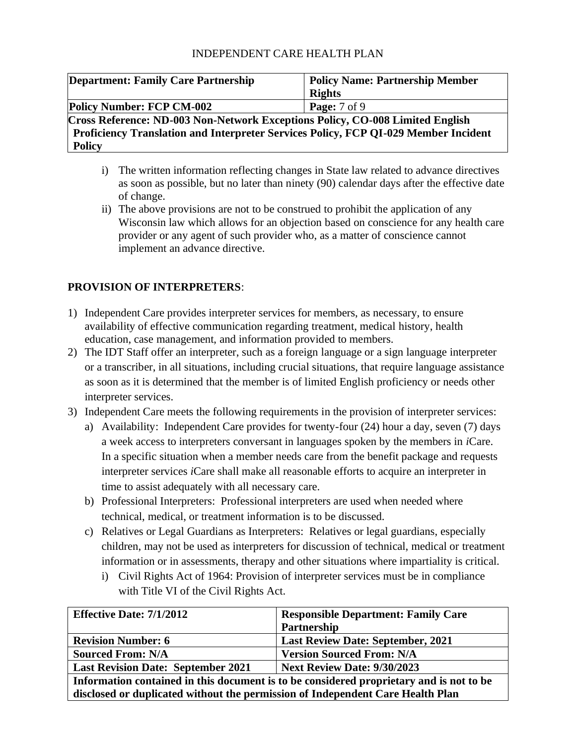i) The written information reflecting changes in State law related to advance directives as soon as possible, but no later than ninety (90) calendar days after the effective date of change.

ii) The above provisions are not to be construed to prohibit the application of any Wisconsin law which allows for an objection based on conscience for any health care provider or any agent of such provider who, as a matter of conscience cannot implement an advance directive.

**PROVISION OF INTERPRETERS**:

1) Independent Care provides interpreter services for members, as necessary, to ensure availability of effective communication regarding treatment, medical history, health education, case management, and information provided to members.
2) The IDT Staff offer an interpreter, such as a foreign language or a sign language interpreter or a transcriber, in all situations, including crucial situations, that require language assistance as soon as it is determined that the member is of limited English proficiency or needs other interpreter services.
3) Independent Care meets the following requirements in the provision of interpreter services:
   a) Availability: Independent Care provides for twenty-four (24) hour a day, seven (7) days a week access to interpreters conversant in languages spoken by the members in *i*Care. In a specific situation when a member needs care from the benefit package and requests interpreter services *i*Care shall make all reasonable efforts to acquire an interpreter in time to assist adequately with all necessary care.
   b) Professional Interpreters: Professional interpreters are used when needed where technical, medical, or treatment information is to be discussed.
   c) Relatives or Legal Guardians as Interpreters: Relatives or legal guardians, especially children, may not be used as interpreters for discussion of technical, medical or treatment information or in assessments, therapy and other situations where impartiality is critical.
      i) Civil Rights Act of 1964: Provision of interpreter services must be in compliance with Title VI of the Civil Rights Act.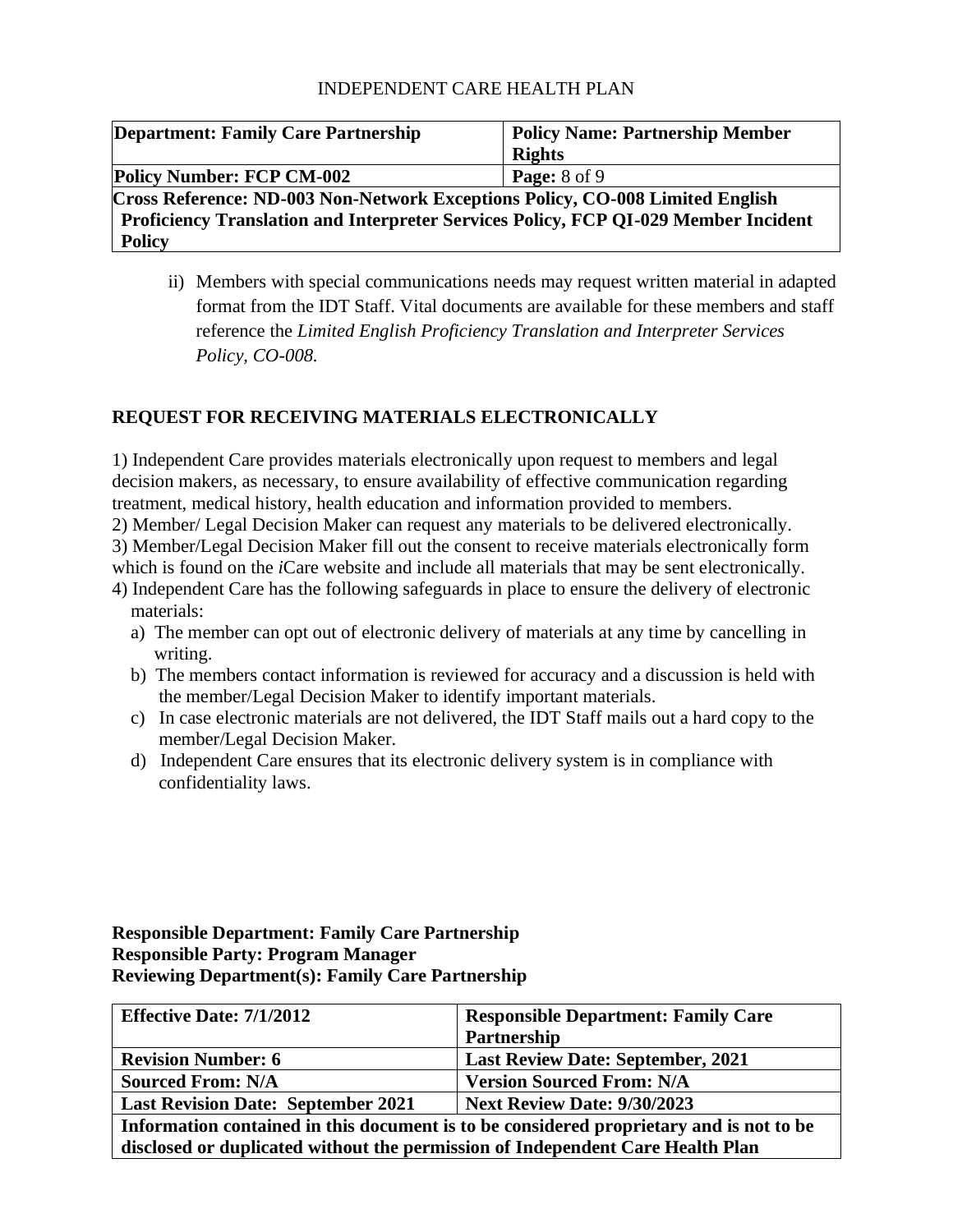ii) Members with special communications needs may request written material in adapted format from the IDT Staff. Vital documents are available for these members and staff reference the *Limited English Proficiency Translation and Interpreter Services Policy, CO-008.*

## REQUEST FOR RECEIVING MATERIALS ELECTRONICALLY

1) Independent Care provides materials electronically upon request to members and legal decision makers, as necessary, to ensure availability of effective communication regarding treatment, medical history, health education and information provided to members.
2) Member/ Legal Decision Maker can request any materials to be delivered electronically.
3) Member/Legal Decision Maker fill out the consent to receive materials electronically form which is found on the *i*Care website and include all materials that may be sent electronically.
4) Independent Care has the following safeguards in place to ensure the delivery of electronic materials:
   a) The member can opt out of electronic delivery of materials at any time by cancelling in writing.
   b) The members contact information is reviewed for accuracy and a discussion is held with the member/Legal Decision Maker to identify important materials.
   c) In case electronic materials are not delivered, the IDT Staff mails out a hard copy to the member/Legal Decision Maker.
   d) Independent Care ensures that its electronic delivery system is in compliance with confidentiality laws.

**Responsible Department: Family Care Partnership**
**Responsible Party: Program Manager**
**Reviewing Department(s): Family Care Partnership**

| **Effective Date: 7/1/2012** | **Responsible Department: Family Care Partnership** |
|---|---|
| **Revision Number: 6** | **Last Review Date: September, 2021** |
| **Sourced From: N/A** | **Version Sourced From: N/A** |
| **Last Revision Date: September 2021** | **Next Review Date: 9/30/2023** |
| **Information contained in this document is to be considered proprietary and is not to be disclosed or duplicated without the permission of Independent Care Health Plan** | |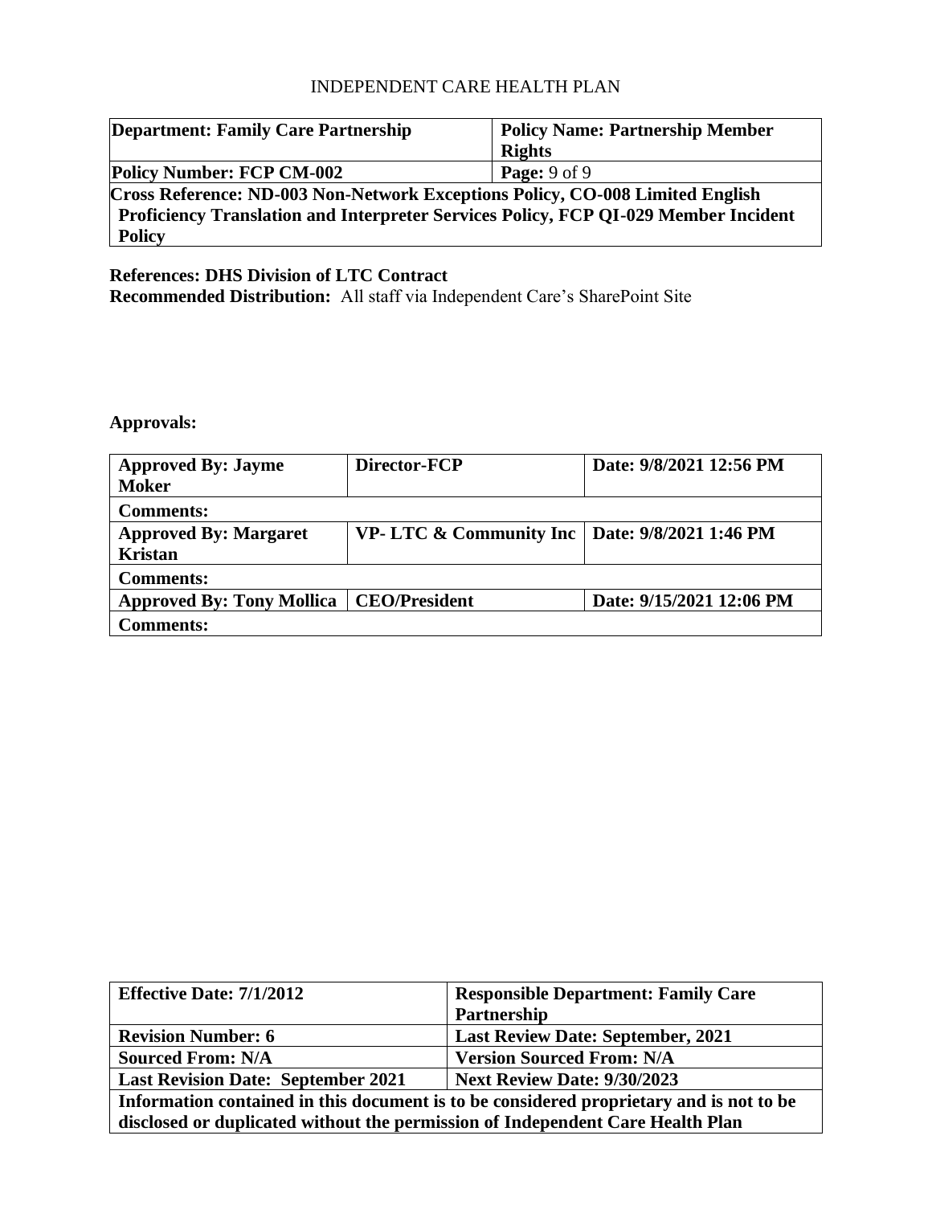INDEPENDENT CARE HEALTH PLAN

| | |
|---|---|
| **Department: Family Care Partnership** | **Policy Name: Partnership Member Rights** |
| **Policy Number: FCP CM-002** | **Page:** 9 of 9 |
| **Cross Reference: ND-003 Non-Network Exceptions Policy, CO-008 Limited English Proficiency Translation and Interpreter Services Policy, FCP QI-029 Member Incident Policy** | |

**References: DHS Division of LTC Contract**
**Recommended Distribution:** All staff via Independent Care's SharePoint Site

**Approvals:**

| | | |
|---|---|---|
| **Approved By: Jayme Moker** | **Director-FCP** | **Date: 9/8/2021 12:56 PM** |
| **Comments:** | | |
| **Approved By: Margaret Kristan** | **VP- LTC & Community Inc** | **Date: 9/8/2021 1:46 PM** |
| **Comments:** | | |
| **Approved By: Tony Mollica** | **CEO/President** | **Date: 9/15/2021 12:06 PM** |
| **Comments:** | | |

| | |
|---|---|
| **Effective Date: 7/1/2012** | **Responsible Department: Family Care Partnership** |
| **Revision Number: 6** | **Last Review Date: September, 2021** |
| **Sourced From: N/A** | **Version Sourced From: N/A** |
| **Last Revision Date: September 2021** | **Next Review Date: 9/30/2023** |
| **Information contained in this document is to be considered proprietary and is not to be disclosed or duplicated without the permission of Independent Care Health Plan** | |